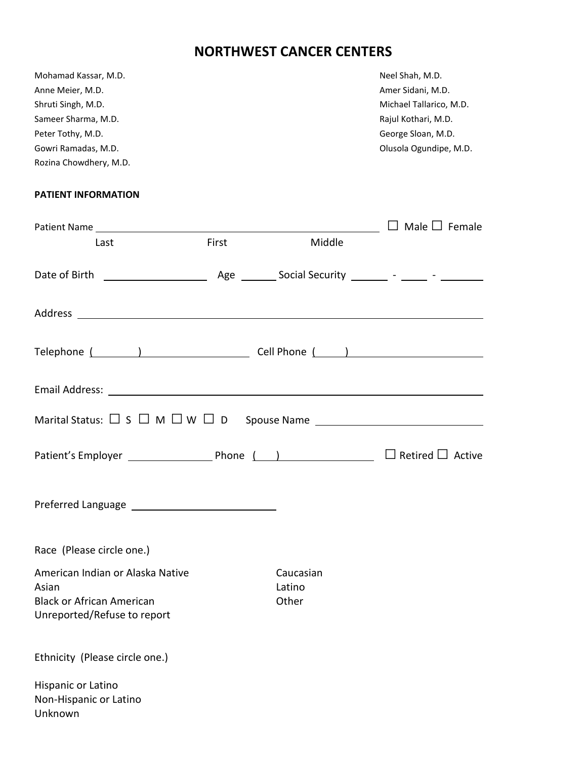# NORTHWEST CANCER CENTERS

Mohamad Kassar, M.D.
Anne Meier, M.D.
Shruti Singh, M.D.
Sameer Sharma, M.D.
Peter Tothy, M.D.
Gowri Ramadas, M.D.
Rozina Chowdhery, M.D.

Neel Shah, M.D.
Amer Sidani, M.D.
Michael Tallarico, M.D.
Rajul Kothari, M.D.
George Sloan, M.D.
Olusola Ogundipe, M.D.

**PATIENT INFORMATION**

Patient Name ______________________________________________ ☐ Male ☐ Female
Last First Middle

Date of Birth ________________ Age ______ Social Security ______ - _____ - _______

Address ______________________________________________________________

Telephone (________) __________________ Cell Phone (_____) __________________

Email Address: ________________________________________________________

Marital Status: ☐ S ☐ M ☐ W ☐ D Spouse Name ___________________________

Patient's Employer ______________ Phone ( ) ______________ ☐ Retired ☐ Active

Preferred Language ________________________

Race (Please circle one.)

American Indian or Alaska Native
Asian
Black or African American
Unreported/Refuse to report
Caucasian
Latino
Other

Ethnicity (Please circle one.)

Hispanic or Latino
Non-Hispanic or Latino
Unknown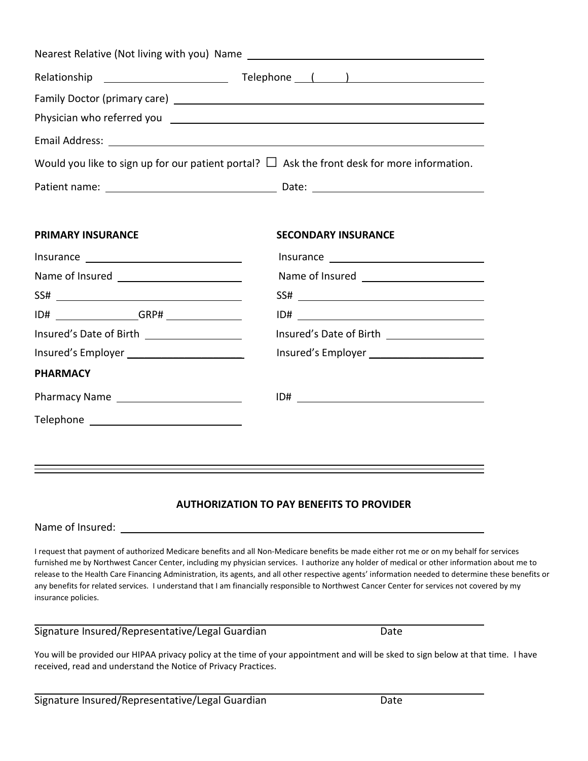Nearest Relative (Not living with you) Name ______________________________

Relationship ____________________ Telephone ( ) ____________________

Family Doctor (primary care) ______________________________

Physician who referred you ______________________________

Email Address: ______________________________

Would you like to sign up for our patient portal? ☐ Ask the front desk for more information.

Patient name: ____________________ Date: ____________________

| **PRIMARY INSURANCE** | **SECONDARY INSURANCE** |
|---|---|
| Insurance ____________________ | Insurance ____________________ |
| Name of Insured ____________________ | Name of Insured ____________________ |
| SS# ____________________ | SS# ____________________ |
| ID# __________ GRP# __________ | ID# ____________________ |
| Insured's Date of Birth ____________________ | Insured's Date of Birth ____________________ |
| Insured's Employer ____________________ | Insured's Employer ____________________ |

**PHARMACY**

Pharmacy Name ____________________ ID# ____________________

Telephone ____________________

---

## AUTHORIZATION TO PAY BENEFITS TO PROVIDER

Name of Insured: ______________________________

I request that payment of authorized Medicare benefits and all Non-Medicare benefits be made either rot me or on my behalf for services furnished me by Northwest Cancer Center, including my physician services. I authorize any holder of medical or other information about me to release to the Health Care Financing Administration, its agents, and all other respective agents' information needed to determine these benefits or any benefits for related services. I understand that I am financially responsible to Northwest Cancer Center for services not covered by my insurance policies.

______________________________

Signature Insured/Representative/Legal Guardian Date

You will be provided our HIPAA privacy policy at the time of your appointment and will be sked to sign below at that time. I have received, read and understand the Notice of Privacy Practices.

______________________________

Signature Insured/Representative/Legal Guardian Date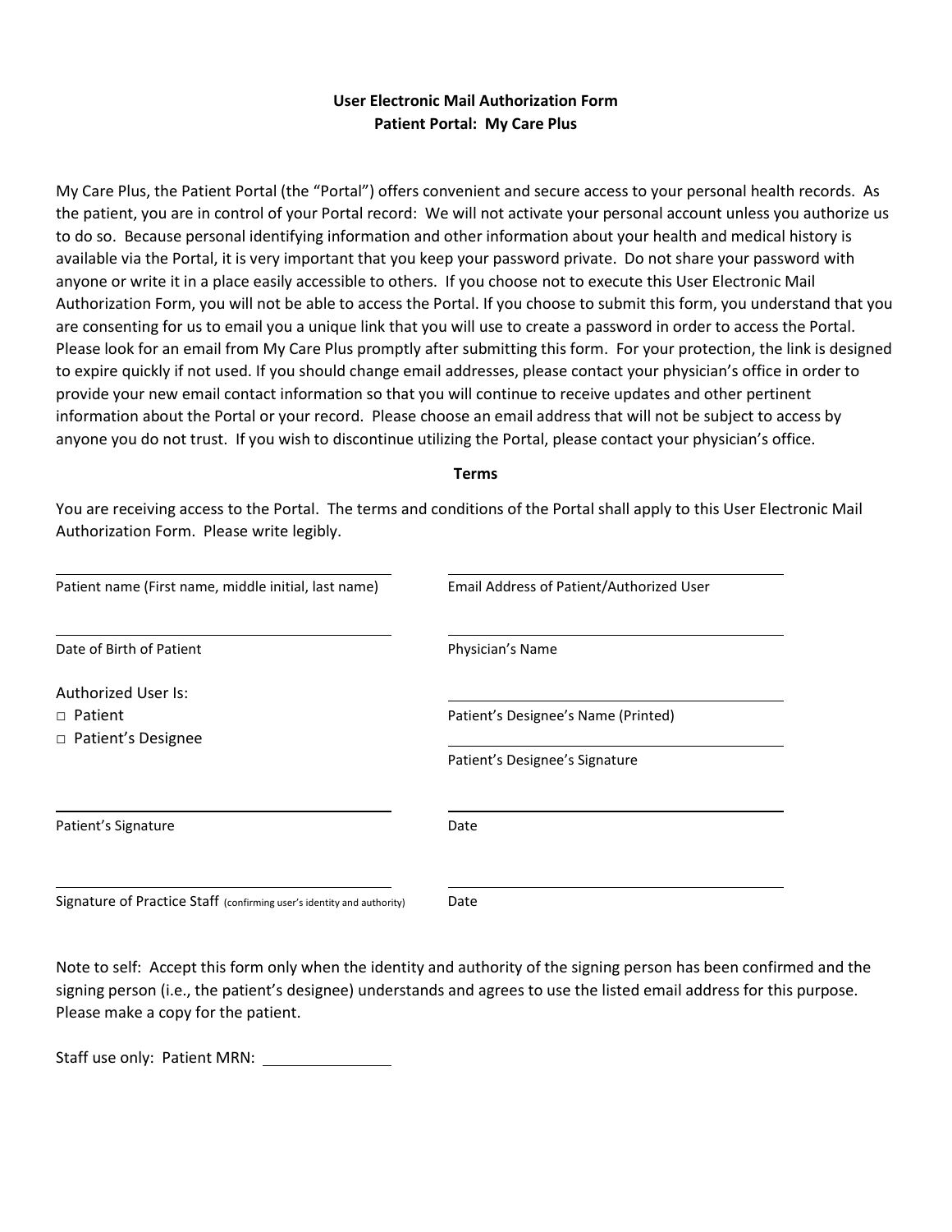**User Electronic Mail Authorization Form**
**Patient Portal: My Care Plus**

My Care Plus, the Patient Portal (the "Portal") offers convenient and secure access to your personal health records. As the patient, you are in control of your Portal record: We will not activate your personal account unless you authorize us to do so. Because personal identifying information and other information about your health and medical history is available via the Portal, it is very important that you keep your password private. Do not share your password with anyone or write it in a place easily accessible to others. If you choose not to execute this User Electronic Mail Authorization Form, you will not be able to access the Portal. If you choose to submit this form, you understand that you are consenting for us to email you a unique link that you will use to create a password in order to access the Portal. Please look for an email from My Care Plus promptly after submitting this form. For your protection, the link is designed to expire quickly if not used. If you should change email addresses, please contact your physician's office in order to provide your new email contact information so that you will continue to receive updates and other pertinent information about the Portal or your record. Please choose an email address that will not be subject to access by anyone you do not trust. If you wish to discontinue utilizing the Portal, please contact your physician's office.

**Terms**

You are receiving access to the Portal. The terms and conditions of the Portal shall apply to this User Electronic Mail Authorization Form. Please write legibly.

\_\_\_\_\_\_\_\_\_\_\_\_\_\_\_\_\_\_\_\_\_\_\_\_\_\_\_\_\_\_
Patient name (First name, middle initial, last name)

\_\_\_\_\_\_\_\_\_\_\_\_\_\_\_\_\_\_\_\_\_\_\_\_\_\_\_\_\_\_
Email Address of Patient/Authorized User

\_\_\_\_\_\_\_\_\_\_\_\_\_\_\_\_\_\_\_\_\_\_\_\_\_\_\_\_\_\_
Date of Birth of Patient

\_\_\_\_\_\_\_\_\_\_\_\_\_\_\_\_\_\_\_\_\_\_\_\_\_\_\_\_\_\_
Physician's Name

Authorized User Is:
- □ Patient
- □ Patient's Designee

\_\_\_\_\_\_\_\_\_\_\_\_\_\_\_\_\_\_\_\_\_\_\_\_\_\_\_\_\_\_
Patient's Designee's Name (Printed)

\_\_\_\_\_\_\_\_\_\_\_\_\_\_\_\_\_\_\_\_\_\_\_\_\_\_\_\_\_\_
Patient's Designee's Signature

\_\_\_\_\_\_\_\_\_\_\_\_\_\_\_\_\_\_\_\_\_\_\_\_\_\_\_\_\_\_
Patient's Signature

\_\_\_\_\_\_\_\_\_\_\_\_\_\_\_\_\_\_\_\_\_\_\_\_\_\_\_\_\_\_
Date

\_\_\_\_\_\_\_\_\_\_\_\_\_\_\_\_\_\_\_\_\_\_\_\_\_\_\_\_\_\_
Signature of Practice Staff (confirming user's identity and authority)

\_\_\_\_\_\_\_\_\_\_\_\_\_\_\_\_\_\_\_\_\_\_\_\_\_\_\_\_\_\_
Date

Note to self: Accept this form only when the identity and authority of the signing person has been confirmed and the signing person (i.e., the patient's designee) understands and agrees to use the listed email address for this purpose. Please make a copy for the patient.

Staff use only: Patient MRN: \_\_\_\_\_\_\_\_\_\_\_\_\_\_\_\_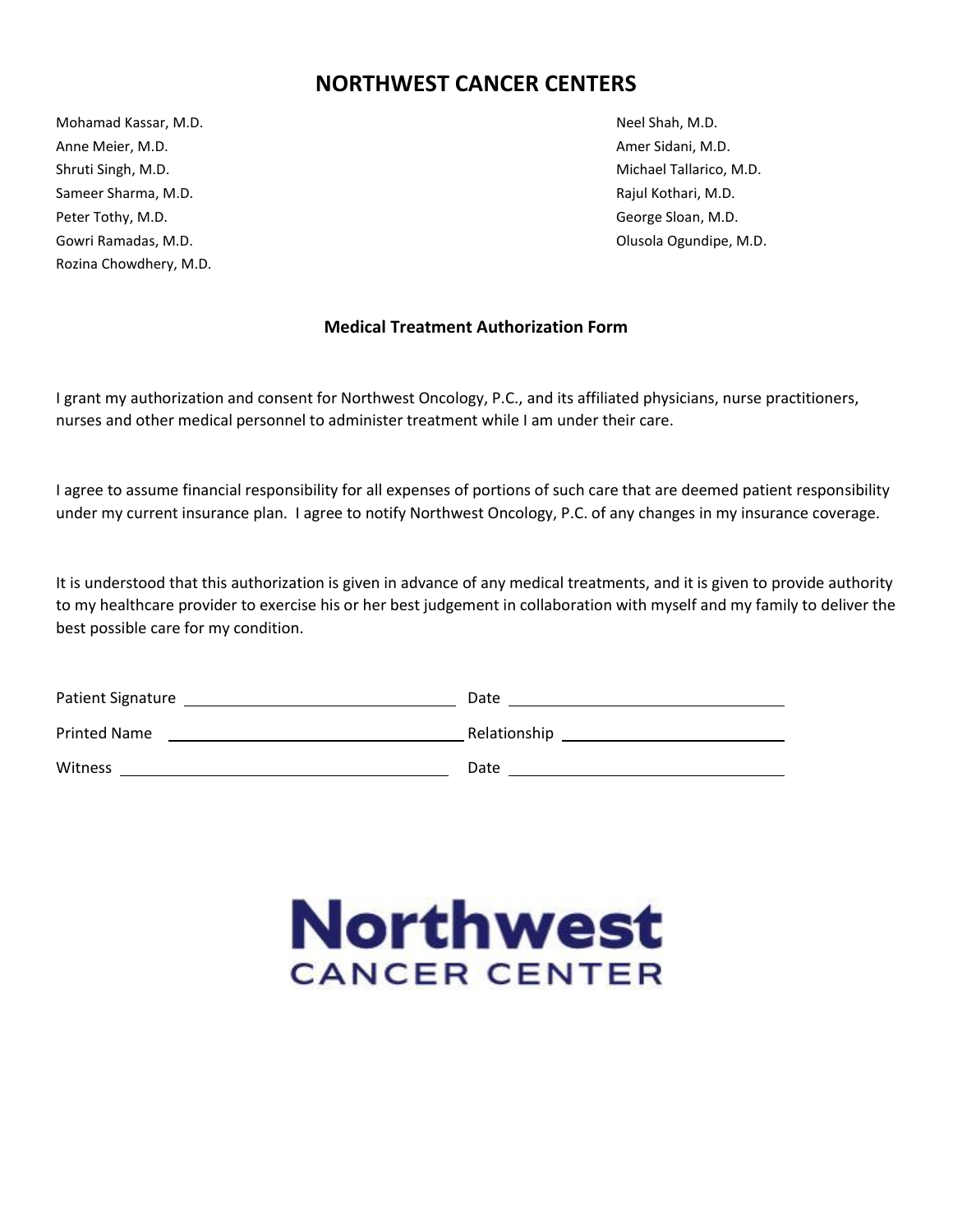# NORTHWEST CANCER CENTERS

Mohamad Kassar, M.D.
Anne Meier, M.D.
Shruti Singh, M.D.
Sameer Sharma, M.D.
Peter Tothy, M.D.
Gowri Ramadas, M.D.
Rozina Chowdhery, M.D.
Neel Shah, M.D.
Amer Sidani, M.D.
Michael Tallarico, M.D.
Rajul Kothari, M.D.
George Sloan, M.D.
Olusola Ogundipe, M.D.

## Medical Treatment Authorization Form

I grant my authorization and consent for Northwest Oncology, P.C., and its affiliated physicians, nurse practitioners, nurses and other medical personnel to administer treatment while I am under their care.

I agree to assume financial responsibility for all expenses of portions of such care that are deemed patient responsibility under my current insurance plan. I agree to notify Northwest Oncology, P.C. of any changes in my insurance coverage.

It is understood that this authorization is given in advance of any medical treatments, and it is given to provide authority to my healthcare provider to exercise his or her best judgement in collaboration with myself and my family to deliver the best possible care for my condition.

Patient Signature ______________________________ Date ______________________________

Printed Name ______________________________ Relationship ______________________________

Witness ______________________________ Date ______________________________

**Northwest**
CANCER CENTER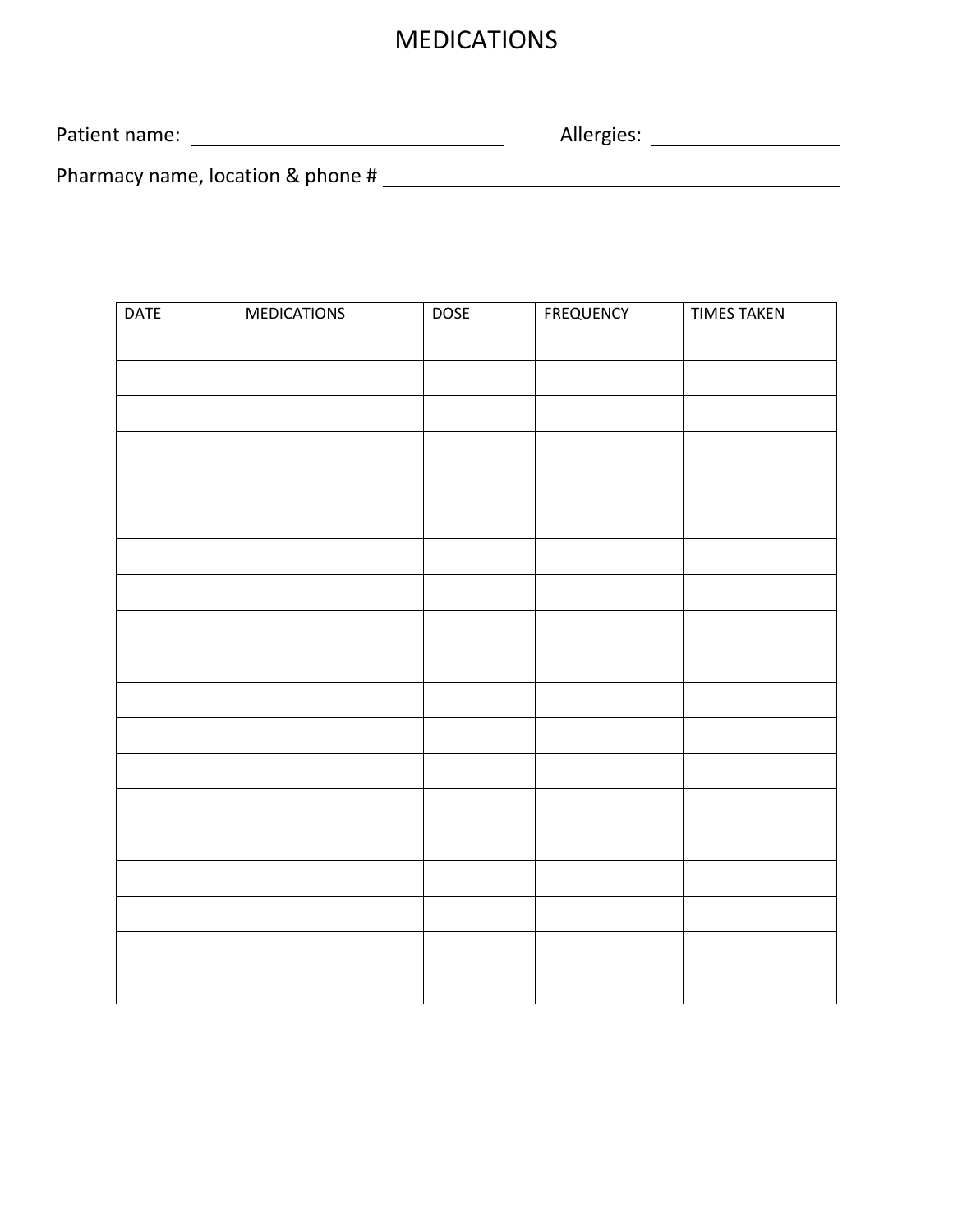# MEDICATIONS

Patient name: ______________________________ Allergies: ________________

Pharmacy name, location & phone # ____________________________________________

| DATE | MEDICATIONS | DOSE | FREQUENCY | TIMES TAKEN |
|---|---|---|---|---|
| | | | | |
| | | | | |
| | | | | |
| | | | | |
| | | | | |
| | | | | |
| | | | | |
| | | | | |
| | | | | |
| | | | | |
| | | | | |
| | | | | |
| | | | | |
| | | | | |
| | | | | |
| | | | | |
| | | | | |
| | | | | |
| | | | | |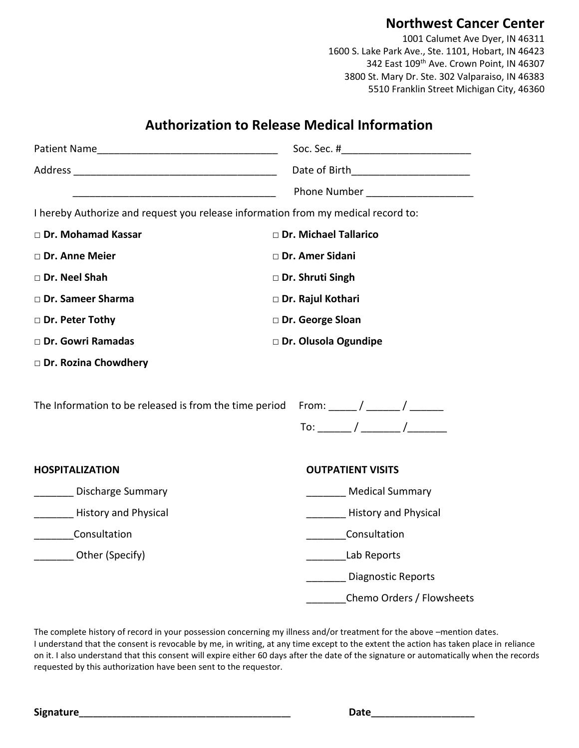**Northwest Cancer Center**
1001 Calumet Ave Dyer, IN 46311
1600 S. Lake Park Ave., Ste. 1101, Hobart, IN 46423
342 East 109th Ave. Crown Point, IN 46307
3800 St. Mary Dr. Ste. 302 Valparaiso, IN 46383
5510 Franklin Street Michigan City, 46360

# Authorization to Release Medical Information

Patient Name_________________________________ Soc. Sec. #_______________________

Address ____________________________________ Date of Birth_____________________

____________________________________ Phone Number ___________________

I hereby Authorize and request you release information from my medical record to:

- □ **Dr. Mohamad Kassar**
- □ **Dr. Anne Meier**
- □ **Dr. Neel Shah**
- □ **Dr. Sameer Sharma**
- □ **Dr. Peter Tothy**
- □ **Dr. Gowri Ramadas**
- □ **Dr. Rozina Chowdhery**
- □ **Dr. Michael Tallarico**
- □ **Dr. Amer Sidani**
- □ **Dr. Shruti Singh**
- □ **Dr. Rajul Kothari**
- □ **Dr. George Sloan**
- □ **Dr. Olusola Ogundipe**

The Information to be released is from the time period From: _____ / ______ / ______

To: ______ / _______ /_______

**HOSPITALIZATION**

_______ Discharge Summary

_______ History and Physical

_______Consultation

_______ Other (Specify)

**OUTPATIENT VISITS**

_______ Medical Summary

_______ History and Physical

_______Consultation

_______Lab Reports

_______ Diagnostic Reports

_______Chemo Orders / Flowsheets

The complete history of record in your possession concerning my illness and/or treatment for the above –mention dates.
I understand that the consent is revocable by me, in writing, at any time except to the extent the action has taken place in reliance on it. I also understand that this consent will expire either 60 days after the date of the signature or automatically when the records requested by this authorization have been sent to the requestor.

**Signature**______________________________________ **Date**___________________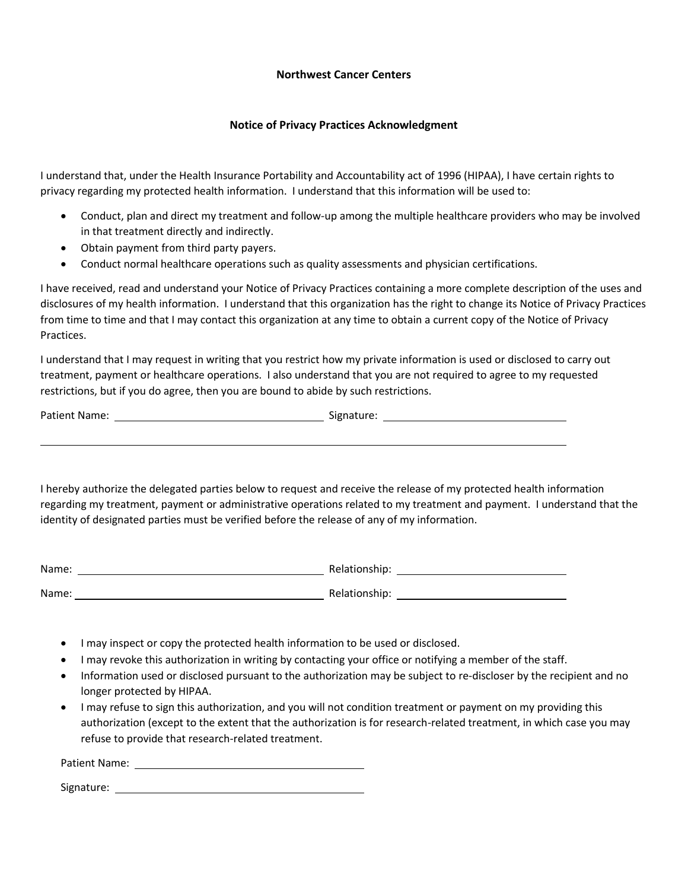**Northwest Cancer Centers**

**Notice of Privacy Practices Acknowledgment**

I understand that, under the Health Insurance Portability and Accountability act of 1996 (HIPAA), I have certain rights to privacy regarding my protected health information. I understand that this information will be used to:

- Conduct, plan and direct my treatment and follow-up among the multiple healthcare providers who may be involved in that treatment directly and indirectly.
- Obtain payment from third party payers.
- Conduct normal healthcare operations such as quality assessments and physician certifications.

I have received, read and understand your Notice of Privacy Practices containing a more complete description of the uses and disclosures of my health information. I understand that this organization has the right to change its Notice of Privacy Practices from time to time and that I may contact this organization at any time to obtain a current copy of the Notice of Privacy Practices.

I understand that I may request in writing that you restrict how my private information is used or disclosed to carry out treatment, payment or healthcare operations. I also understand that you are not required to agree to my requested restrictions, but if you do agree, then you are bound to abide by such restrictions.

Patient Name: ______________________________ Signature: ______________________________

---

I hereby authorize the delegated parties below to request and receive the release of my protected health information regarding my treatment, payment or administrative operations related to my treatment and payment. I understand that the identity of designated parties must be verified before the release of any of my information.

Name: ______________________________ Relationship: ______________________________

Name: ______________________________ Relationship: ______________________________

- I may inspect or copy the protected health information to be used or disclosed.
- I may revoke this authorization in writing by contacting your office or notifying a member of the staff.
- Information used or disclosed pursuant to the authorization may be subject to re-discloser by the recipient and no longer protected by HIPAA.
- I may refuse to sign this authorization, and you will not condition treatment or payment on my providing this authorization (except to the extent that the authorization is for research-related treatment, in which case you may refuse to provide that research-related treatment.

Patient Name: ______________________________

Signature: ______________________________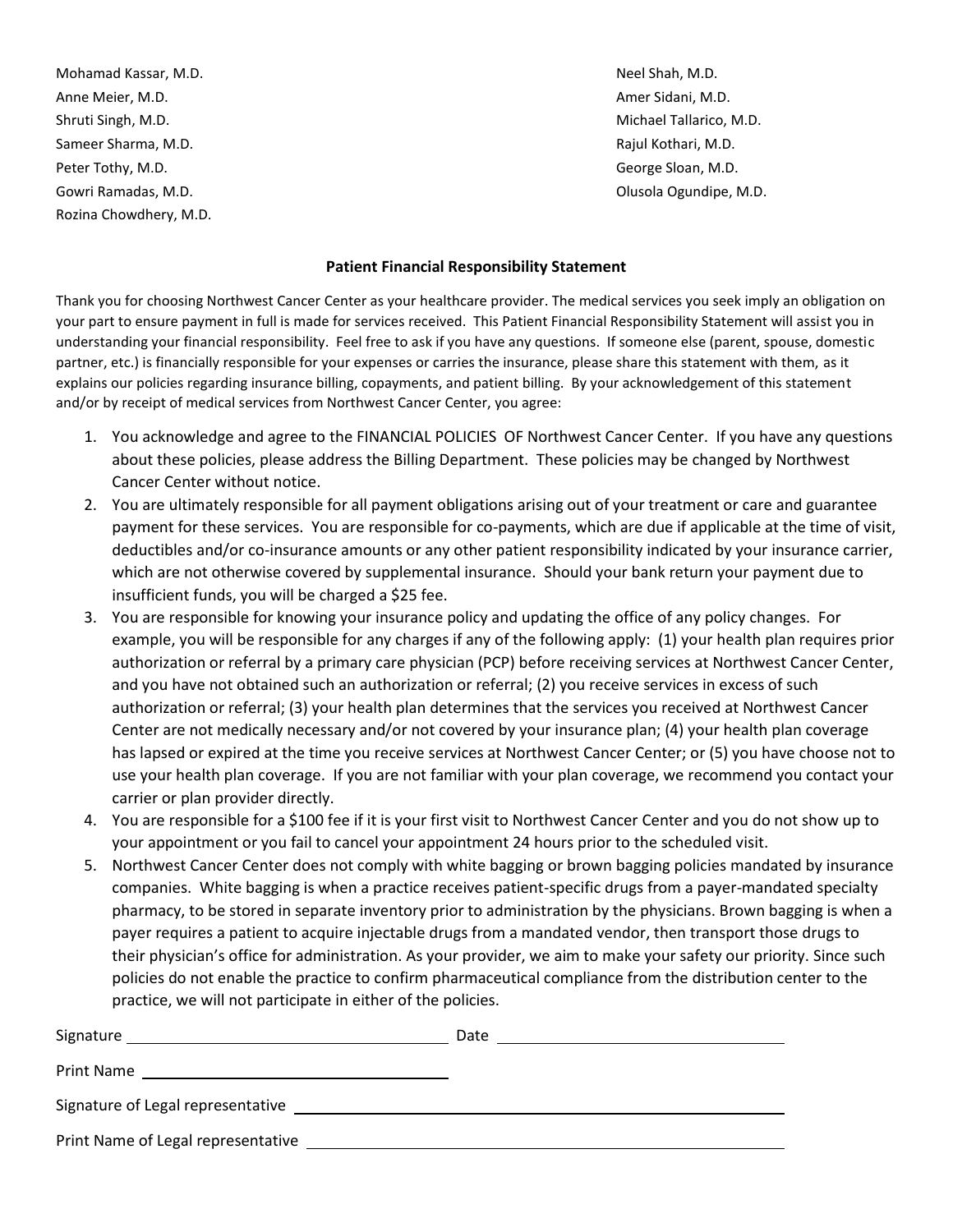Mohamad Kassar, M.D.
Anne Meier, M.D.
Shruti Singh, M.D.
Sameer Sharma, M.D.
Peter Tothy, M.D.
Gowri Ramadas, M.D.
Rozina Chowdhery, M.D.

Neel Shah, M.D.
Amer Sidani, M.D.
Michael Tallarico, M.D.
Rajul Kothari, M.D.
George Sloan, M.D.
Olusola Ogundipe, M.D.

**Patient Financial Responsibility Statement**

Thank you for choosing Northwest Cancer Center as your healthcare provider. The medical services you seek imply an obligation on your part to ensure payment in full is made for services received. This Patient Financial Responsibility Statement will assist you in understanding your financial responsibility. Feel free to ask if you have any questions. If someone else (parent, spouse, domestic partner, etc.) is financially responsible for your expenses or carries the insurance, please share this statement with them, as it explains our policies regarding insurance billing, copayments, and patient billing. By your acknowledgement of this statement and/or by receipt of medical services from Northwest Cancer Center, you agree:

1. You acknowledge and agree to the FINANCIAL POLICIES OF Northwest Cancer Center. If you have any questions about these policies, please address the Billing Department. These policies may be changed by Northwest Cancer Center without notice.
2. You are ultimately responsible for all payment obligations arising out of your treatment or care and guarantee payment for these services. You are responsible for co-payments, which are due if applicable at the time of visit, deductibles and/or co-insurance amounts or any other patient responsibility indicated by your insurance carrier, which are not otherwise covered by supplemental insurance. Should your bank return your payment due to insufficient funds, you will be charged a $25 fee.
3. You are responsible for knowing your insurance policy and updating the office of any policy changes. For example, you will be responsible for any charges if any of the following apply: (1) your health plan requires prior authorization or referral by a primary care physician (PCP) before receiving services at Northwest Cancer Center, and you have not obtained such an authorization or referral; (2) you receive services in excess of such authorization or referral; (3) your health plan determines that the services you received at Northwest Cancer Center are not medically necessary and/or not covered by your insurance plan; (4) your health plan coverage has lapsed or expired at the time you receive services at Northwest Cancer Center; or (5) you have choose not to use your health plan coverage. If you are not familiar with your plan coverage, we recommend you contact your carrier or plan provider directly.
4. You are responsible for a $100 fee if it is your first visit to Northwest Cancer Center and you do not show up to your appointment or you fail to cancel your appointment 24 hours prior to the scheduled visit.
5. Northwest Cancer Center does not comply with white bagging or brown bagging policies mandated by insurance companies. White bagging is when a practice receives patient-specific drugs from a payer-mandated specialty pharmacy, to be stored in separate inventory prior to administration by the physicians. Brown bagging is when a payer requires a patient to acquire injectable drugs from a mandated vendor, then transport those drugs to their physician's office for administration. As your provider, we aim to make your safety our priority. Since such policies do not enable the practice to confirm pharmaceutical compliance from the distribution center to the practice, we will not participate in either of the policies.

Signature ________________________ Date ________________________

Print Name ________________________

Signature of Legal representative ________________________

Print Name of Legal representative ________________________